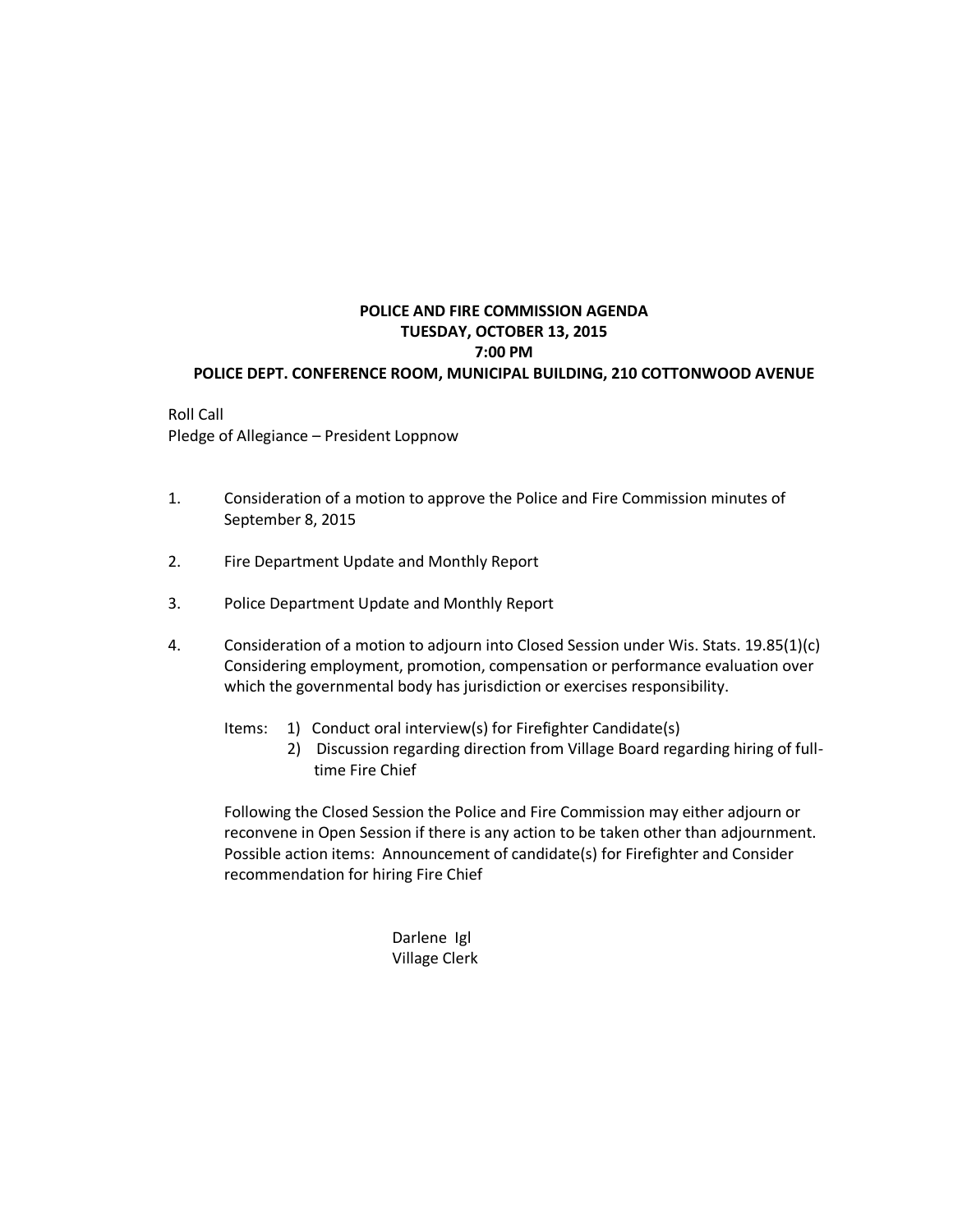**POLICE AND FIRE COMMISSION AGENDA**
**TUESDAY, OCTOBER 13, 2015**
**7:00 PM**
**POLICE DEPT. CONFERENCE ROOM, MUNICIPAL BUILDING, 210 COTTONWOOD AVENUE**

Roll Call
Pledge of Allegiance – President Loppnow

1. Consideration of a motion to approve the Police and Fire Commission minutes of September 8, 2015

2. Fire Department Update and Monthly Report

3. Police Department Update and Monthly Report

4. Consideration of a motion to adjourn into Closed Session under Wis. Stats. 19.85(1)(c) Considering employment, promotion, compensation or performance evaluation over which the governmental body has jurisdiction or exercises responsibility.

   Items: 1) Conduct oral interview(s) for Firefighter Candidate(s)
   2) Discussion regarding direction from Village Board regarding hiring of full-time Fire Chief

   Following the Closed Session the Police and Fire Commission may either adjourn or reconvene in Open Session if there is any action to be taken other than adjournment. Possible action items: Announcement of candidate(s) for Firefighter and Consider recommendation for hiring Fire Chief

Darlene Igl
Village Clerk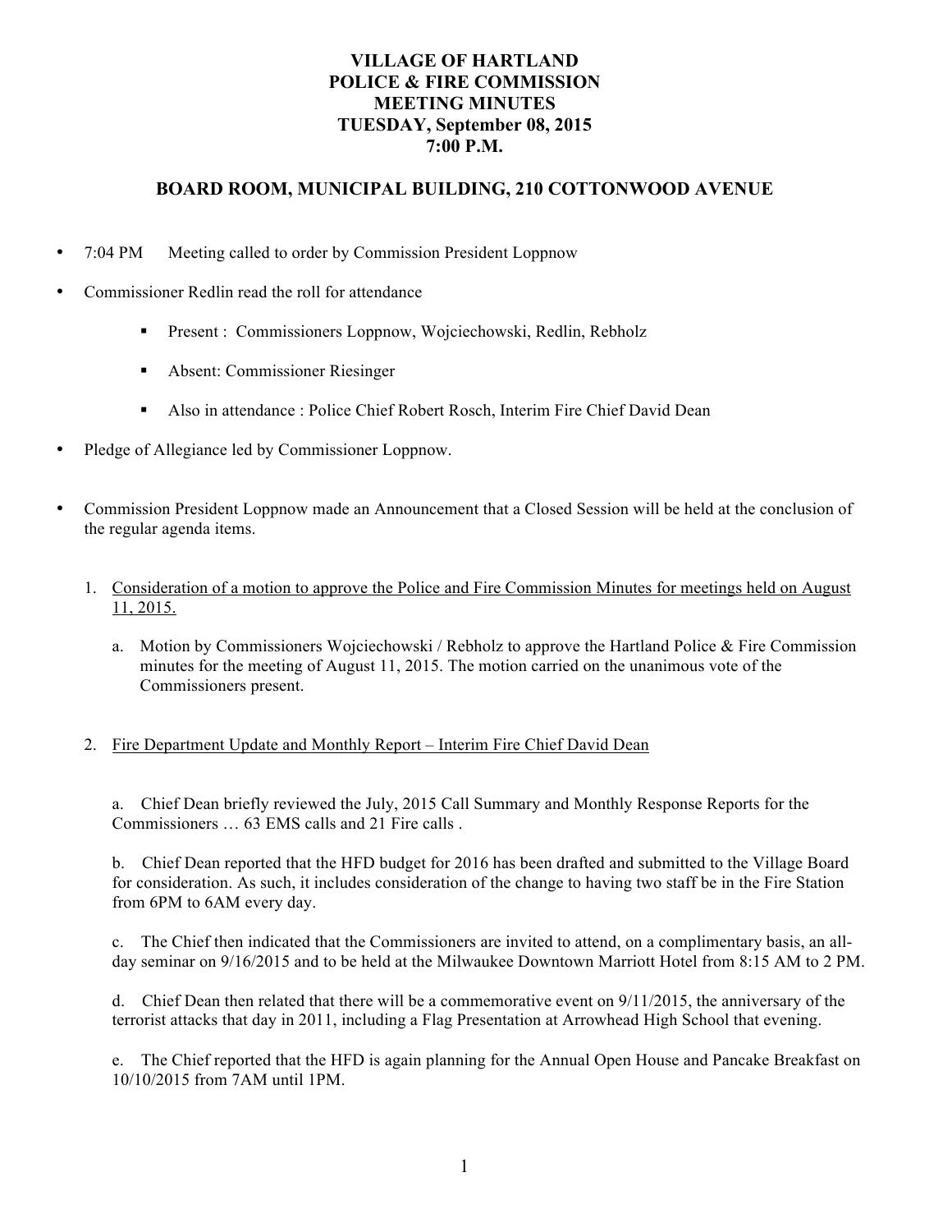**VILLAGE OF HARTLAND**
**POLICE & FIRE COMMISSION**
**MEETING MINUTES**
**TUESDAY, September 08, 2015**
**7:00 P.M.**

**BOARD ROOM, MUNICIPAL BUILDING, 210 COTTONWOOD AVENUE**

- 7:04 PM Meeting called to order by Commission President Loppnow
- Commissioner Redlin read the roll for attendance
  - Present : Commissioners Loppnow, Wojciechowski, Redlin, Rebholz
  - Absent: Commissioner Riesinger
  - Also in attendance : Police Chief Robert Rosch, Interim Fire Chief David Dean
- Pledge of Allegiance led by Commissioner Loppnow.
- Commission President Loppnow made an Announcement that a Closed Session will be held at the conclusion of the regular agenda items.

1. <u>Consideration of a motion to approve the Police and Fire Commission Minutes for meetings held on August 11, 2015.</u>

   a. Motion by Commissioners Wojciechowski / Rebholz to approve the Hartland Police & Fire Commission minutes for the meeting of August 11, 2015. The motion carried on the unanimous vote of the Commissioners present.

2. <u>Fire Department Update and Monthly Report – Interim Fire Chief David Dean</u>

   a. Chief Dean briefly reviewed the July, 2015 Call Summary and Monthly Response Reports for the Commissioners … 63 EMS calls and 21 Fire calls .

   b. Chief Dean reported that the HFD budget for 2016 has been drafted and submitted to the Village Board for consideration. As such, it includes consideration of the change to having two staff be in the Fire Station from 6PM to 6AM every day.

   c. The Chief then indicated that the Commissioners are invited to attend, on a complimentary basis, an all-day seminar on 9/16/2015 and to be held at the Milwaukee Downtown Marriott Hotel from 8:15 AM to 2 PM.

   d. Chief Dean then related that there will be a commemorative event on 9/11/2015, the anniversary of the terrorist attacks that day in 2011, including a Flag Presentation at Arrowhead High School that evening.

   e. The Chief reported that the HFD is again planning for the Annual Open House and Pancake Breakfast on 10/10/2015 from 7AM until 1PM.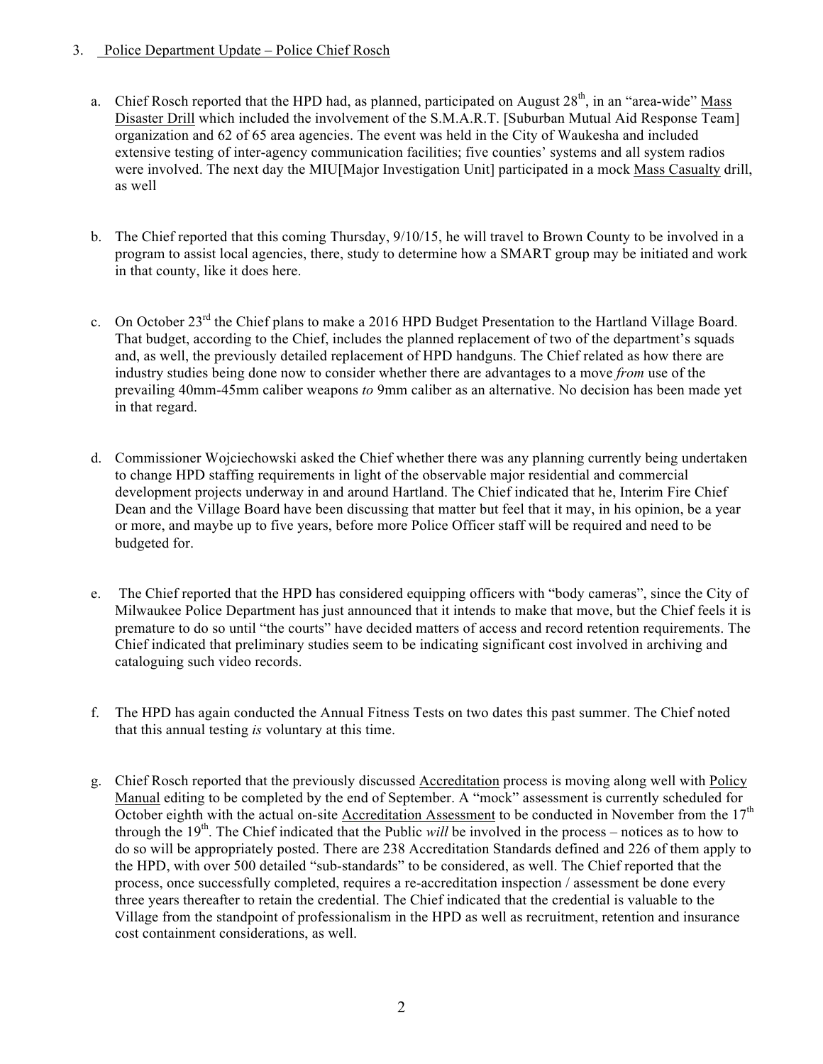3. Police Department Update – Police Chief Rosch

   a. Chief Rosch reported that the HPD had, as planned, participated on August 28th, in an "area-wide" Mass Disaster Drill which included the involvement of the S.M.A.R.T. [Suburban Mutual Aid Response Team] organization and 62 of 65 area agencies. The event was held in the City of Waukesha and included extensive testing of inter-agency communication facilities; five counties' systems and all system radios were involved. The next day the MIU[Major Investigation Unit] participated in a mock Mass Casualty drill, as well

   b. The Chief reported that this coming Thursday, 9/10/15, he will travel to Brown County to be involved in a program to assist local agencies, there, study to determine how a SMART group may be initiated and work in that county, like it does here.

   c. On October 23rd the Chief plans to make a 2016 HPD Budget Presentation to the Hartland Village Board. That budget, according to the Chief, includes the planned replacement of two of the department's squads and, as well, the previously detailed replacement of HPD handguns. The Chief related as how there are industry studies being done now to consider whether there are advantages to a move *from* use of the prevailing 40mm-45mm caliber weapons *to* 9mm caliber as an alternative. No decision has been made yet in that regard.

   d. Commissioner Wojciechowski asked the Chief whether there was any planning currently being undertaken to change HPD staffing requirements in light of the observable major residential and commercial development projects underway in and around Hartland. The Chief indicated that he, Interim Fire Chief Dean and the Village Board have been discussing that matter but feel that it may, in his opinion, be a year or more, and maybe up to five years, before more Police Officer staff will be required and need to be budgeted for.

   e. The Chief reported that the HPD has considered equipping officers with "body cameras", since the City of Milwaukee Police Department has just announced that it intends to make that move, but the Chief feels it is premature to do so until "the courts" have decided matters of access and record retention requirements. The Chief indicated that preliminary studies seem to be indicating significant cost involved in archiving and cataloguing such video records.

   f. The HPD has again conducted the Annual Fitness Tests on two dates this past summer. The Chief noted that this annual testing *is* voluntary at this time.

   g. Chief Rosch reported that the previously discussed Accreditation process is moving along well with Policy Manual editing to be completed by the end of September. A "mock" assessment is currently scheduled for October eighth with the actual on-site Accreditation Assessment to be conducted in November from the 17th through the 19th. The Chief indicated that the Public *will* be involved in the process – notices as to how to do so will be appropriately posted. There are 238 Accreditation Standards defined and 226 of them apply to the HPD, with over 500 detailed "sub-standards" to be considered, as well. The Chief reported that the process, once successfully completed, requires a re-accreditation inspection / assessment be done every three years thereafter to retain the credential. The Chief indicated that the credential is valuable to the Village from the standpoint of professionalism in the HPD as well as recruitment, retention and insurance cost containment considerations, as well.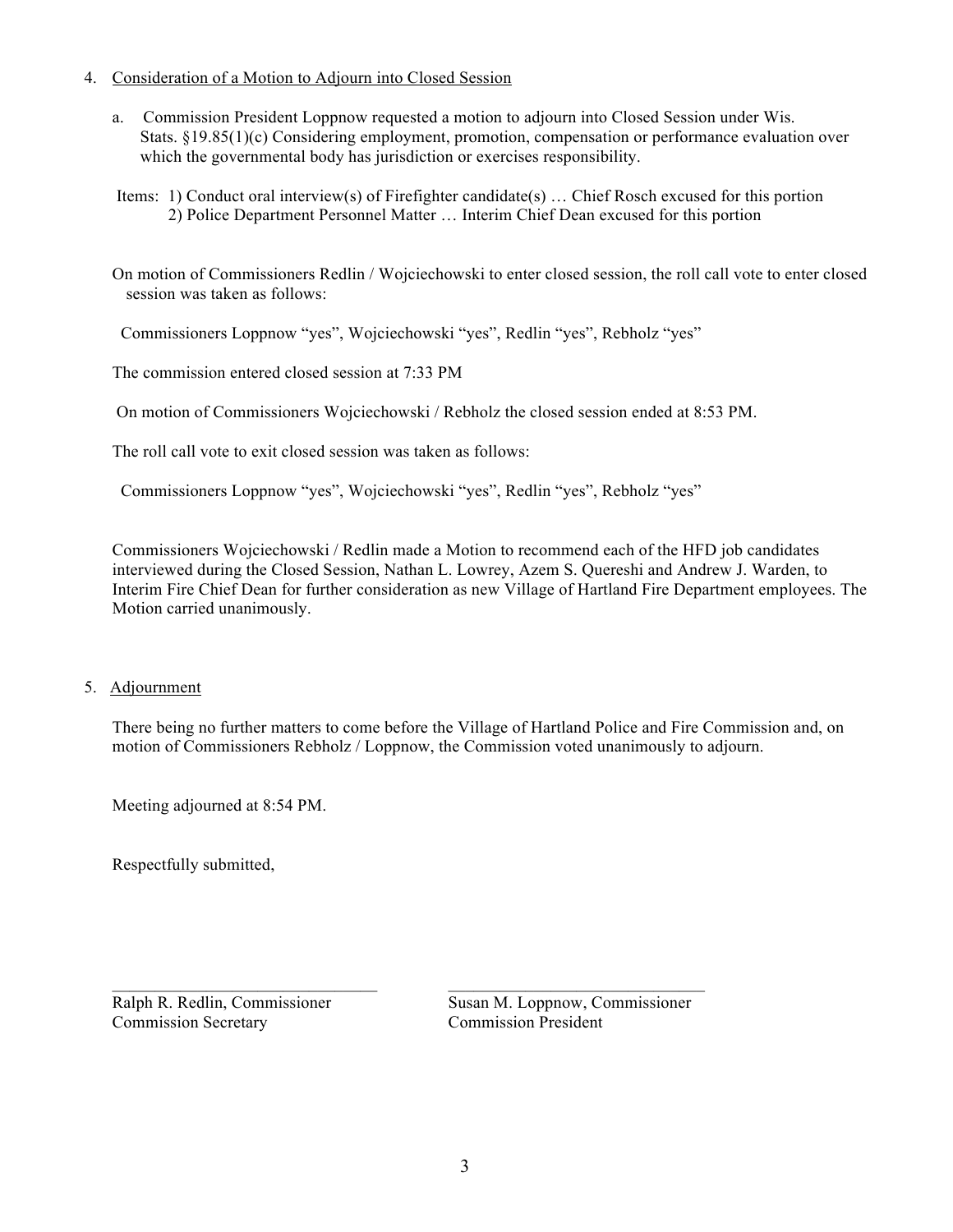4. Consideration of a Motion to Adjourn into Closed Session

   a. Commission President Loppnow requested a motion to adjourn into Closed Session under Wis. Stats. §19.85(1)(c) Considering employment, promotion, compensation or performance evaluation over which the governmental body has jurisdiction or exercises responsibility.

   Items: 1) Conduct oral interview(s) of Firefighter candidate(s) … Chief Rosch excused for this portion
   2) Police Department Personnel Matter … Interim Chief Dean excused for this portion

   On motion of Commissioners Redlin / Wojciechowski to enter closed session, the roll call vote to enter closed session was taken as follows:

   Commissioners Loppnow "yes", Wojciechowski "yes", Redlin "yes", Rebholz "yes"

   The commission entered closed session at 7:33 PM

   On motion of Commissioners Wojciechowski / Rebholz the closed session ended at 8:53 PM.

   The roll call vote to exit closed session was taken as follows:

   Commissioners Loppnow "yes", Wojciechowski "yes", Redlin "yes", Rebholz "yes"

   Commissioners Wojciechowski / Redlin made a Motion to recommend each of the HFD job candidates interviewed during the Closed Session, Nathan L. Lowrey, Azem S. Quereshi and Andrew J. Warden, to Interim Fire Chief Dean for further consideration as new Village of Hartland Fire Department employees. The Motion carried unanimously.

5. Adjournment

   There being no further matters to come before the Village of Hartland Police and Fire Commission and, on motion of Commissioners Rebholz / Loppnow, the Commission voted unanimously to adjourn.

   Meeting adjourned at 8:54 PM.

   Respectfully submitted,

| | |
|---|---|
| \_\_\_\_\_\_\_\_\_\_\_\_\_\_\_\_\_\_\_\_\_\_\_\_\_\_\_\_\_\_\_ | \_\_\_\_\_\_\_\_\_\_\_\_\_\_\_\_\_\_\_\_\_\_\_\_\_\_\_\_\_\_\_ |
| Ralph R. Redlin, Commissioner | Susan M. Loppnow, Commissioner |
| Commission Secretary | Commission President |